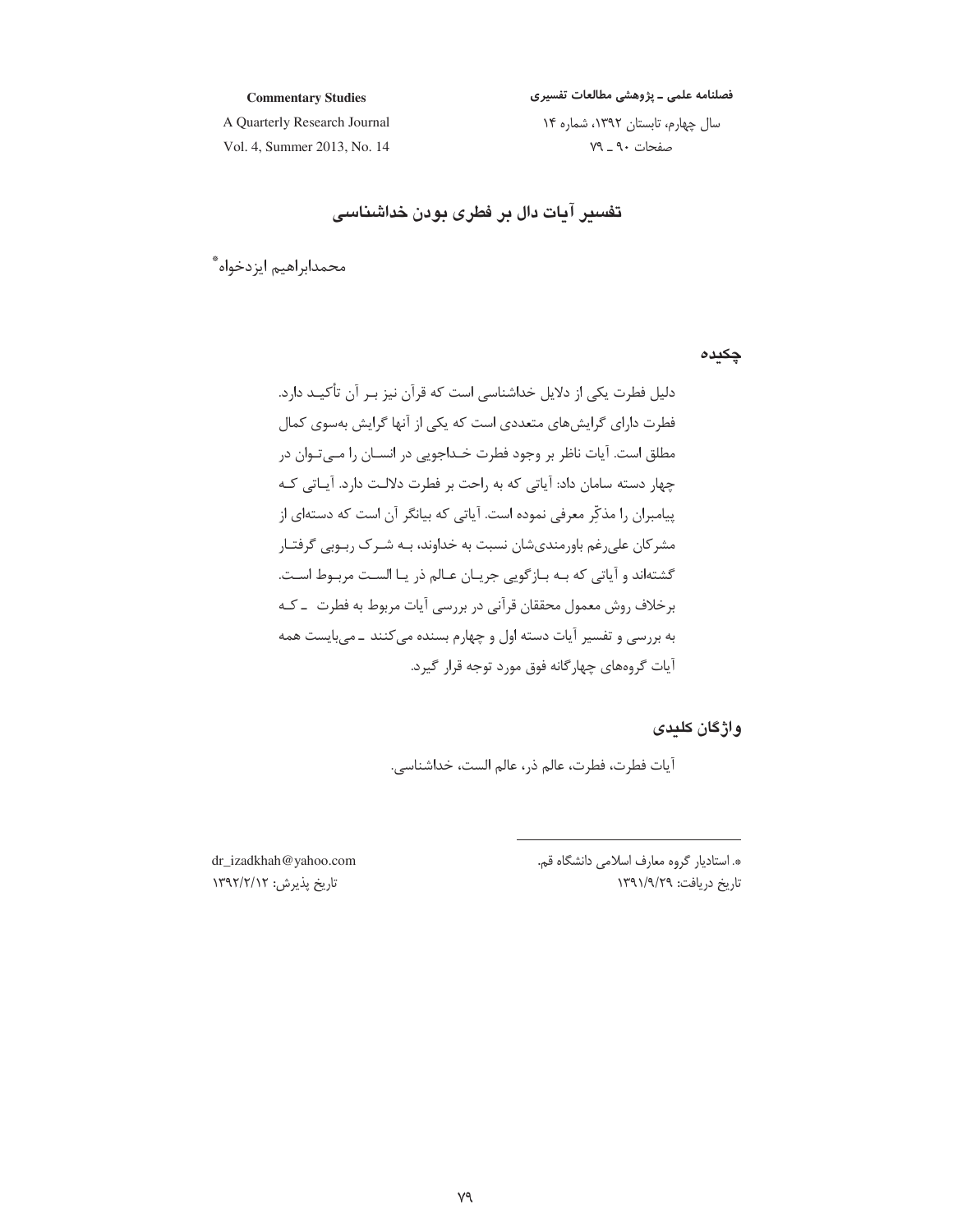# تفسیر آیات دال بر فطری بودن خداشناسی

محمدابراهیم ایزدخواه*

## چکیده

دلیل فطرت یکی از دلایل خداشناسی است که قرآن نیز بـر آن تأکیـد دارد. فطرت دارای گرایش‌های متعددی است که یکی از آنها گرایش به‌سوی کمال مطلق است. آیات ناظر بر وجود فطرت خـداجویی در انسـان را مـی‌تـوان در چهار دسته سامان داد: آیاتی که به راحت بر فطرت دلالـت دارد. آیـاتی کـه پیامبران را مذکِّر معرفی نموده است. آیاتی که بیانگر آن است که دسته‌ای از مشرکان علی‌رغم باورمندی‌شان نسبت به خداوند، بـه شـرک ربـوبی گرفتـار گشته‌اند و آیاتی که بـه بـازگویی جریـان عـالم ذر یـا السـت مربـوط اسـت. برخلاف روش معمول محققان قرآنی در بررسی آیات مربوط به فطرت ـ کـه به بررسی و تفسیر آیات دسته اول و چهارم بسنده می‌کنند ـ می‌بایست همه آیات گروه‌های چهارگانه فوق مورد توجه قرار گیرد.

## واژگان کلیدی

آیات فطرت، فطرت، عالم ذر، عالم الست، خداشناسی.

---

*. استادیار گروه معارف اسلامی دانشگاه قم.

dr_izadkhah@yahoo.com

تاریخ دریافت: ۱۳۹۱/۹/۲۹

تاریخ پذیرش: ۱۳۹۲/۲/۱۲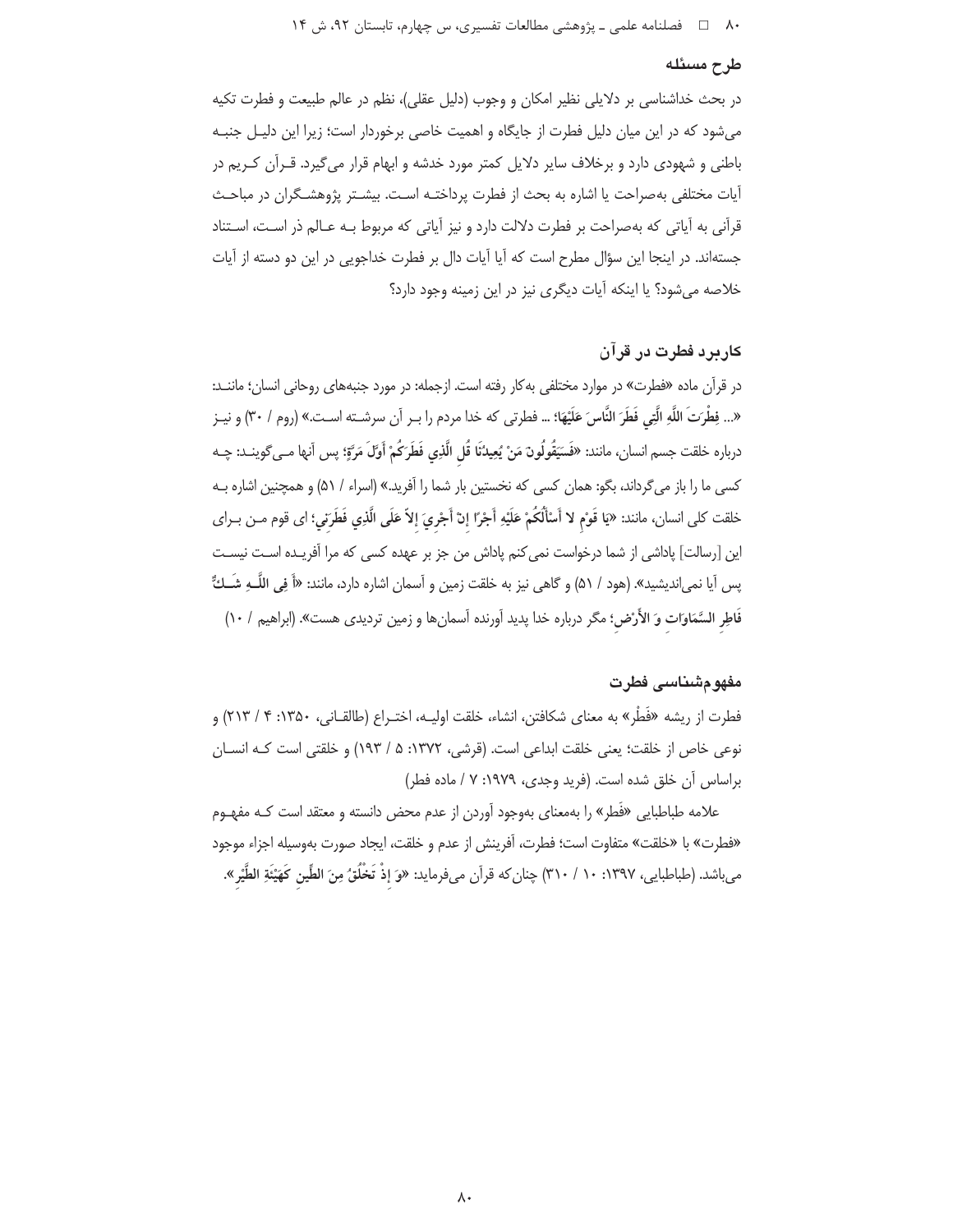### طرح مسئله

در بحث خداشناسی بر دلایلی نظیر امکان و وجوب (دلیل عقلی)، نظم در عالم طبیعت و فطرت تکیه می‌شود که در این میان دلیل فطرت از جایگاه و اهمیت خاصی برخوردار است؛ زیرا این دلیل جنبه باطنی و شهودی دارد و برخلاف سایر دلایل کمتر مورد خدشه و ابهام قرار می‌گیرد. قرآن کریم در آیات مختلفی به‌صراحت یا اشاره به بحث از فطرت پرداخته است. بیشتر پژوهشگران در مباحث قرآنی به آیاتی که به‌صراحت بر فطرت دلالت دارد و نیز آیاتی که مربوط به عالم ذر است، استناد جسته‌اند. در اینجا این سؤال مطرح است که آیا آیات دال بر فطرت خداجویی در این دو دسته از آیات خلاصه می‌شود؟ یا اینکه آیات دیگری نیز در این زمینه وجود دارد؟

### کاربرد فطرت در قرآن

در قرآن ماده «فطرت» در موارد مختلفی به‌کار رفته است. ازجمله: در مورد جنبه‌های روحانی انسان؛ مانند: «... **فِطْرَتَ اللَّهِ الَّتِي فَطَرَ النَّاسَ عَلَيْهَا**؛ ... فطرتی که خدا مردم را بر آن سرشته است.» (روم / ۳۰) و نیز درباره خلقت جسم انسان، مانند: «**فَسَيَقُولُونَ مَنْ يُعِيدُنَا قُلِ الَّذِي فَطَرَكُمْ أَوَّلَ مَرَّةٍ**؛ پس آنها مـی‌گویند: چـه کسی ما را باز می‌گرداند، بگو: همان کسی که نخستین بار شما را آفرید.» (اسراء / ۵۱) و همچنین اشاره به خلقت کلی انسان، مانند: «**يَا قَوْمِ لا أَسْأَلُكُمْ عَلَيْهِ أَجْرًا إِنْ أَجْرِيَ إِلاَّ عَلَى الَّذِي فَطَرَنِي**؛ ای قوم من برای این [رسالت] پاداشی از شما درخواست نمی‌کنم پاداش من جز بر عهده کسی که مرا آفریده است نیست پس آیا نمی‌اندیشید». (هود / ۵۱) و گاهی نیز به خلقت زمین و آسمان اشاره دارد، مانند: «**أَفِي اللَّهِ شَكٌّ فَاطِرِ السَّمَاوَاتِ وَ الأَرْضِ**؛ مگر درباره خدا پدید آورنده آسمان‌ها و زمین تردیدی هست». (ابراهیم / ۱۰)

### مفهوم‌شناسی فطرت

فطرت از ریشه «فَطْر» به معنای شکافتن، انشاء، خلقت اولیه، اختراع (طالقانی، ۱۳۵۰: ۴ / ۲۱۳) و نوعی خاص از خلقت؛ یعنی خلقت ابداعی است. (قرشی، ۱۳۷۲: ۵ / ۱۹۳) و خلقتی است که انسان براساس آن خلق شده است. (فرید وجدی، ۱۹۷۹: ۷ / ماده فطر)

علامه طباطبایی «فَطر» را به‌معنای به‌وجود آوردن از عدم محض دانسته و معتقد است که مفهوم «فطرت» با «خلقت» متفاوت است؛ فطرت، آفرینش از عدم و خلقت، ایجاد صورت به‌وسیله اجزاء موجود می‌باشد. (طباطبایی، ۱۳۹۷: ۱۰ / ۳۱۰) چنان‌که قرآن می‌فرماید: «**وَ إِذْ تَخْلُقُ مِنَ الطِّينِ كَهَيْئَةِ الطَّيْرِ**».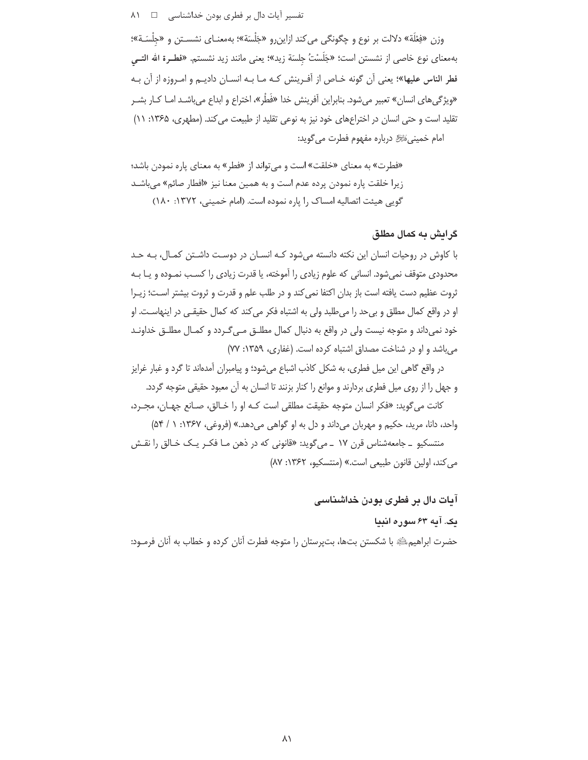وزن «فِعْلَة» دلالت بر نوع و چگونگی می‌کند ازاین‌رو «جَلْسَة»؛ به‌معنای نشستن و «جِلْسَة»؛ به‌معنای نوع خاصی از نشستن است؛ «جَلَسْتُ جِلسَةَ زید»؛ یعنی مانند زید نشستم. **«فطرة الله التی فطر الناس علیها»**؛ یعنی آن گونه خاص از آفرینش که ما به انسان دادیم و امروزه از آن به «ویژگی‌های انسان» تعبیر می‌شود. بنابراین آفرینش خدا «فَطْر»، اختراع و ابداع می‌باشد اما کار بشر تقلید است و حتی انسان در اختراع‌های خود نیز به نوعی تقلید از طبیعت می‌کند. (مطهری، ۱۳۶۵: ۱۱)

امام خمینی‌ رحمه‌الله درباره مفهوم فطرت می‌گوید:

> «فطرت» به معنای «خلقت» است و می‌تواند از «فطر» به معنای پاره نمودن باشد؛ زیرا خلقت پاره نمودن پرده عدم است و به همین معنا نیز «افطار صائم» می‌باشد گویی هیئت اتصالیه امساک را پاره نموده است. (امام خمینی، ۱۳۷۲: ۱۸۰)

## گرایش به کمال مطلق

با کاوش در روحیات انسان این نکته دانسته می‌شود که انسان در دوست داشتن کمال، به حد محدودی متوقف نمی‌شود. انسانی که علوم زیادی را آموخته، یا قدرت زیادی را کسب نموده و یا به ثروت عظیم دست یافته است باز بدان اکتفا نمی‌کند و در طلب علم و قدرت و ثروت بیشتر است؛ زیرا او در واقع کمال مطلق و بی‌حد را می‌طلبد ولی به اشتباه فکر می‌کند که کمال حقیقی در اینهاست. او خود نمی‌داند و متوجه نیست ولی در واقع به دنبال کمال مطلق می‌گردد و کمال مطلق خداوند می‌باشد و او در شناخت مصداق اشتباه کرده است. (غفاری، ۱۳۵۹: ۷۷)

در واقع گاهی این میل فطری، به شکل کاذب اشباع می‌شود؛ و پیامبران آمده‌اند تا گرد و غبار غرایز و جهل را از روی میل فطری بردارند و موانع را کنار بزنند تا انسان به آن معبود حقیقی متوجه گردد.

کانت می‌گوید: «فکر انسان متوجه حقیقت مطلقی است که او را خالق، صانع جهان، مجرد، واحد، دانا، مرید، حکیم و مهربان می‌داند و دل به او گواهی می‌دهد.» (فروغی، ۱۳۶۷: ۱ / ۵۴)

منتسکیو ـ جامعه‌شناس قرن ۱۷ ـ می‌گوید: «قانونی که در ذهن ما فکر یک خالق را نقش می‌کند، اولین قانون طبیعی است.» (منتسکیو، ۱۳۶۲: ۸۷)

## آیات دال بر فطری بودن خداشناسی

### یک. آیه ۶۳ سوره انبیا

حضرت ابراهیم‌ علیه‌السلام با شکستن بت‌ها، بت‌پرستان را متوجه فطرت آنان کرده و خطاب به آنان فرمود: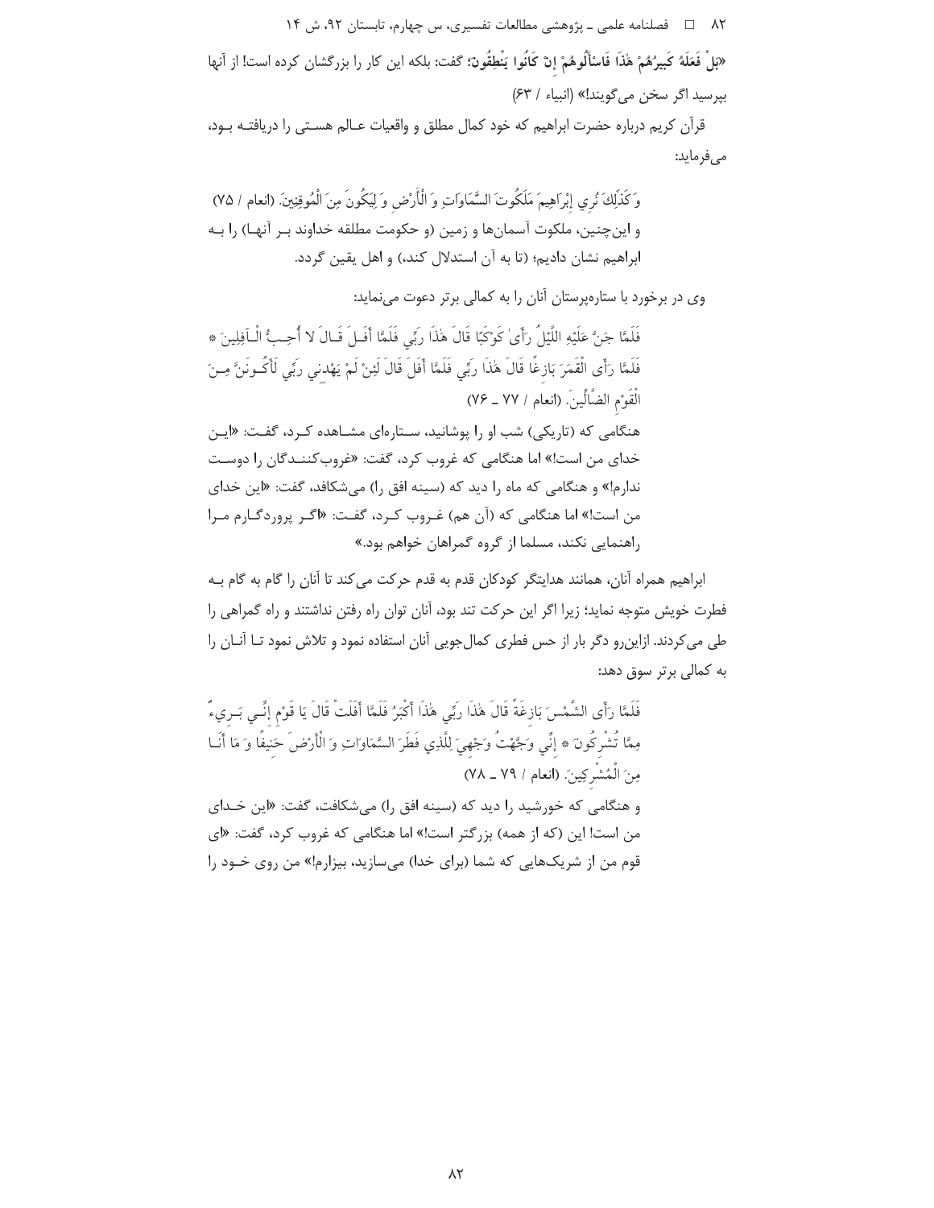«**بَلْ فَعَلَهُ كَبِيرُهُمْ هَٰذَا فَاسْأَلُوهُمْ إِنْ كَانُوا يَنْطِقُونَ**؛ گفت: بلكه اين كار را بزرگشان كرده است! از آنها بپرسيد اگر سخن مى‌گويند!» (انبياء / ۶۳)

قرآن كريم درباره حضرت ابراهيم كه خود كمال مطلق و واقعيات عـالم هسـتى را دريافتـه بـود، مى‌فرمايد:

وَكَذَٰلِكَ نُرِي إِبْرَاهِيمَ مَلَكُوتَ السَّمَاوَاتِ وَالْأَرْضِ وَلِيَكُونَ مِنَ الْمُوقِنِينَ. (انعام / ۷۵)

و اين‌چنين، ملكوت آسمان‌ها و زمين (و حكومت مطلقه خداوند بـر آنهـا) را بـه ابراهيم نشان داديم؛ (تا به آن استدلال كند،) و اهل يقين گردد.

وى در برخورد با ستاره‌پرستان آنان را به كمالى برتر دعوت مى‌نمايد:

فَلَمَّا جَنَّ عَلَيْهِ اللَّيْلُ رَأَىٰ كَوْكَبًا قَالَ هَٰذَا رَبِّي فَلَمَّا أَفَلَ قَالَ لَا أُحِبُّ الْآفِلِينَ * فَلَمَّا رَأَى الْقَمَرَ بَازِغًا قَالَ هَٰذَا رَبِّي فَلَمَّا أَفَلَ قَالَ لَئِنْ لَمْ يَهْدِنِي رَبِّي لَأَكُونَنَّ مِنَ الْقَوْمِ الضَّالِّينَ. (انعام / ۷۷ ـ ۷۶)

هنگامى كه (تاريكى) شب او را پوشانيد، سـتاره‌اى مشـاهده كـرد، گفـت: «ايـن خداى من است!» اما هنگامى كه غروب كرد، گفت: «غروب‌كننـدگان را دوسـت ندارم!» و هنگامى كه ماه را ديد كه (سينه افق را) مى‌شكافد، گفت: «اين خداى من است!» اما هنگامى كه (آن هم) غـروب كـرد، گفـت: «اگـر پروردگـارم مـرا راهنمايى نكند، مسلما از گروه گمراهان خواهم بود.»

ابراهيم همراه آنان، همانند هدايتگر كودكان قدم به قدم حركت مى‌كند تا آنان را گام به گام بـه فطرت خويش متوجه نمايد؛ زيرا اگر اين حركت تند بود، آنان توان راه رفتن نداشتند و راه گمراهى را طى مى‌كردند. ازاين‌رو دگر بار از حس فطرى كمال‌جويى آنان استفاده نمود و تلاش نمود تـا آنـان را به كمالى برتر سوق دهد:

فَلَمَّا رَأَى الشَّمْسَ بَازِغَةً قَالَ هَٰذَا رَبِّي هَٰذَا أَكْبَرُ فَلَمَّا أَفَلَتْ قَالَ يَا قَوْمِ إِنِّي بَرِيءٌ مِمَّا تُشْرِكُونَ * إِنِّي وَجَّهْتُ وَجْهِيَ لِلَّذِي فَطَرَ السَّمَاوَاتِ وَالْأَرْضَ حَنِيفًا وَمَا أَنَا مِنَ الْمُشْرِكِينَ. (انعام / ۷۹ ـ ۷۸)

و هنگامى كه خورشيد را ديد كه (سينه افق را) مى‌شكافت، گفت: «اين خـداى من است! اين (كه از همه) بزرگتر است!» اما هنگامى كه غروب كرد، گفت: «اى قوم من از شريك‌هايى كه شما (براى خدا) مى‌سازيد، بيزارم!» من روى خـود را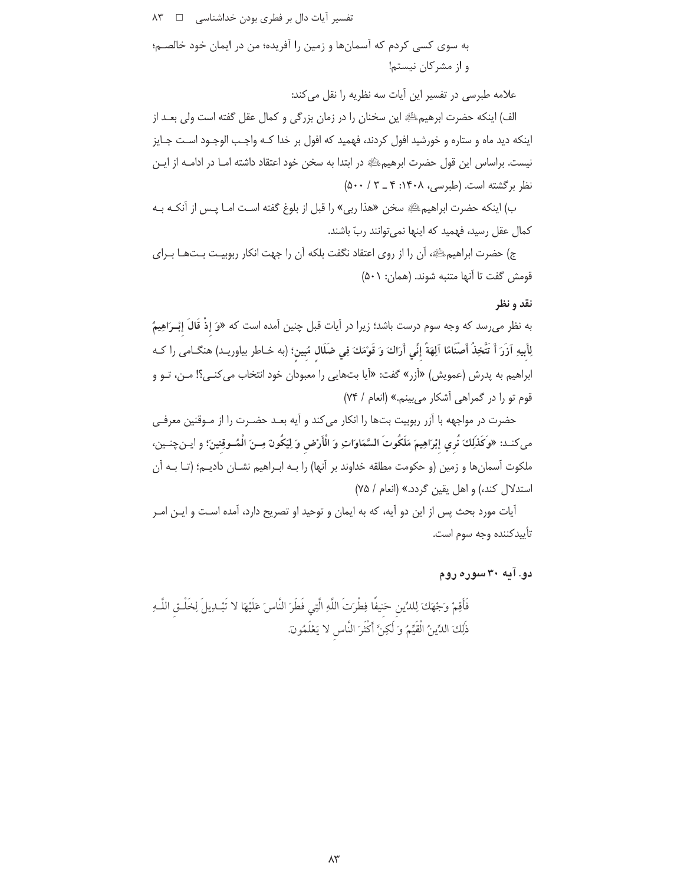به سوی کسی کردم که آسمان‌ها و زمین را آفریده؛ من در ایمان خود خالصم؛ و از مشرکان نیستم!

علامه طبرسی در تفسیر این آیات سه نظریه را نقل می‌کند:

الف) اینکه حضرت ابرهیم‌علیه‌السلام این سخنان را در زمان بزرگی و کمال عقل گفته است ولی بعد از اینکه دید ماه و ستاره و خورشید افول کردند، فهمید که افول بر خدا کـه واجب الوجود است جایز نیست. براساس این قول حضرت ابرهیم‌علیه‌السلام در ابتدا به سخن خود اعتقاد داشته امـا در ادامـه از ایـن نظر برگشته است. (طبرسی، ۱۴۰۸: ۴ ـ ۳ / ۵۰۰)

ب) اینکه حضرت ابراهیم‌علیه‌السلام سخن «هذا ربی» را قبل از بلوغ گفته است امـا پـس از آنکـه بـه کمال عقل رسید، فهمید که اینها نمی‌توانند ربّ باشند.

ج) حضرت ابراهیم‌علیه‌السلام، آن را از روی اعتقاد نگفت بلکه آن را جهت انکار ربوبیـت بـت‌هـا بـرای قومش گفت تا آنها متنبه شوند. (همان: ۵۰۱)

### نقد و نظر

به نظر می‌رسد که وجه سوم درست باشد؛ زیرا در آیات قبل چنین آمده است که «**وَ إِذْ قَالَ إِبْرَاهِيمُ لِأَبِيهِ آزَرَ أَ تَتَّخِذُ أَصْنَامًا آلِهَةً إِنِّي أَرَاكَ وَ قَوْمَكَ فِي ضَلَالٍ مُبِينٍ**؛ (به خـاطر بیاوریـد) هنگـامی را کـه ابراهیم به پدرش (عمویش) «آزر» گفت: «آیا بت‌هایی را معبودان خود انتخاب می‌کنـی؟! مـن، تـو و قوم تو را در گمراهی آشکار می‌بینم.» (انعام / ۷۴)

حضرت در مواجهه با آزر ربوبیت بت‌ها را انکار می‌کند و آیه بعـد حضـرت را از مـوقنین معرفـی می‌کنـد: «**وَكَذَٰلِكَ نُرِي إِبْرَاهِيمَ مَلَكُوتَ السَّمَاوَاتِ وَ الْأَرْضِ وَ لِيَكُونَ مِنَ الْمُوقِنِينَ**؛ و ایـن‌چنـین، ملکوت آسمان‌ها و زمین (و حکومت مطلقه خداوند بر آنها) را بـه ابـراهیم نشـان دادیـم؛ (تـا بـه آن استدلال کند،) و اهل یقین گردد.» (انعام / ۷۵)

آیات مورد بحث پس از این دو آیه، که به ایمان و توحید او تصریح دارد، آمده اسـت و ایـن امـر تأییدکننده وجه سوم است.

### دو. آیه ۳۰ سوره روم

فَأَقِمْ وَجْهَكَ لِلدِّينِ حَنِيفًا فِطْرَتَ اللَّهِ الَّتِي فَطَرَ النَّاسَ عَلَيْهَا لا تَبْدِيلَ لِخَلْقِ اللَّهِ ذَٰلِكَ الدِّينُ الْقَيِّمُ وَ لَكِنَّ أَكْثَرَ النَّاسِ لا يَعْلَمُونَ.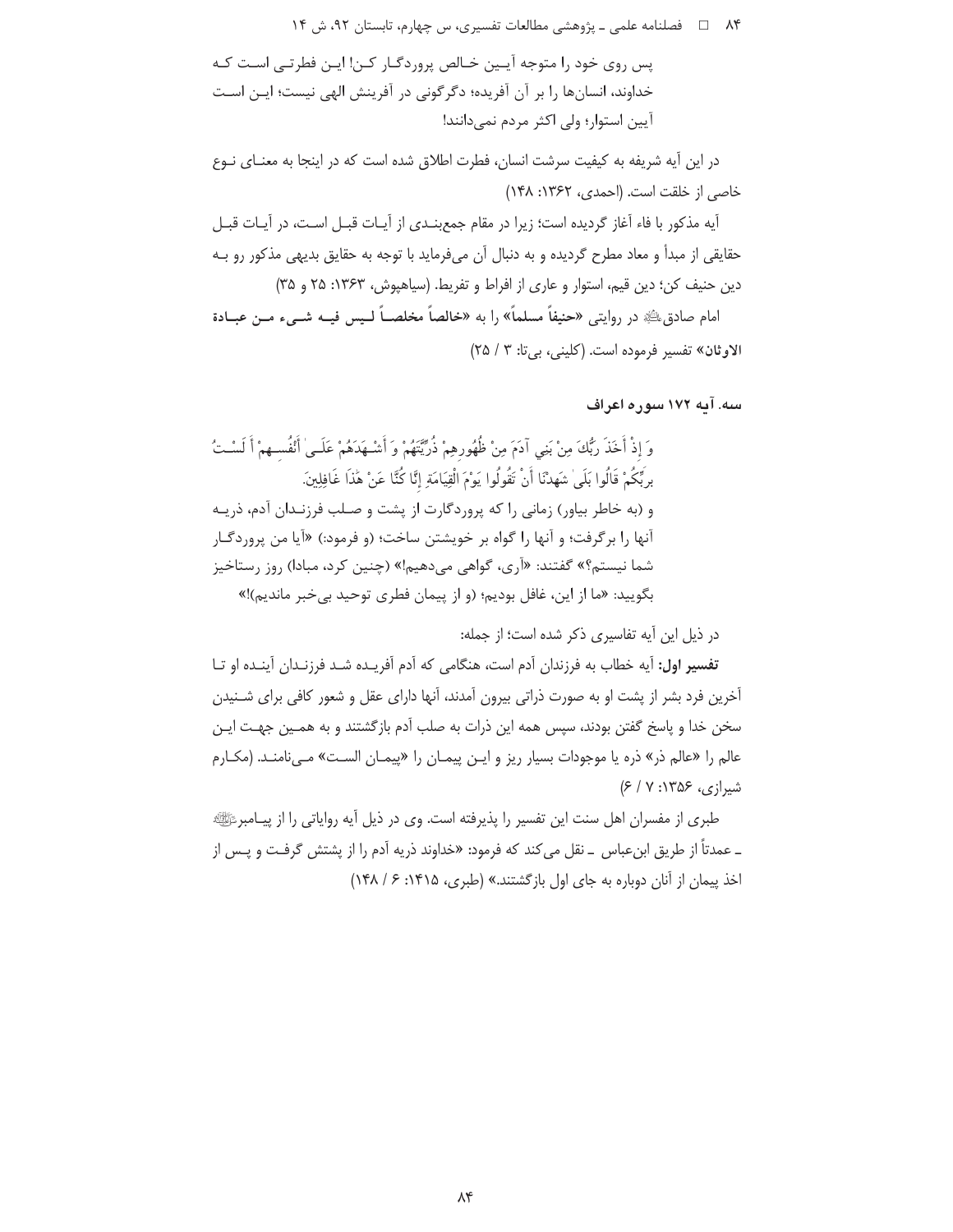پس روی خود را متوجه آیین خالص پروردگار کن! این فطرتی است که خداوند، انسان‌ها را بر آن آفریده؛ دگرگونی در آفرینش الهی نیست؛ این است آیین استوار؛ ولی اکثر مردم نمی‌دانند!

در این آیه شریفه به کیفیت سرشت انسان، فطرت اطلاق شده است که در اینجا به معنای نوع خاصی از خلقت است. (احمدی، ۱۳۶۲: ۱۴۸)

آیه مذکور با فاء آغاز گردیده است؛ زیرا در مقام جمع‌بندی از آیات قبل است، در آیات قبل حقایقی از مبدأ و معاد مطرح گردیده و به دنبال آن می‌فرماید با توجه به حقایق بدیهی مذکور رو به دین حنیف کن؛ دین قیم، استوار و عاری از افراط و تفریط. (سیاهپوش، ۱۳۶۳: ۲۵ و ۳۵)

امام صادق﷣ در روایتی «**حنیفاً مسلماً**» را به «**خالصاً مخلصاً لیس فیه شیء من عبادة الاوثان**» تفسیر فرموده است. (کلینی، بی‌تا: ۳ / ۲۵)

### سه. آیه ۱۷۲ سوره اعراف

وَ إِذْ أَخَذَ رَبُّكَ مِنْ بَنِي آدَمَ مِنْ ظُهُورِهِمْ ذُرِّيَّتَهُمْ وَ أَشْهَدَهُمْ عَلَىٰ أَنْفُسِهِمْ أَ لَسْتُ بِرَبِّكُمْ قَالُوا بَلَىٰ شَهِدْنَا أَنْ تَقُولُوا يَوْمَ الْقِيَامَةِ إِنَّا كُنَّا عَنْ هَٰذَا غَافِلِينَ.

و (به خاطر بیاور) زمانی را که پروردگارت از پشت و صلب فرزندان آدم، ذریه آنها را برگرفت؛ و آنها را گواه بر خویشتن ساخت؛ (و فرمود:) «آیا من پروردگار شما نیستم؟» گفتند: «آری، گواهی می‌دهیم!» (چنین کرد، مبادا) روز رستاخیز بگویید: «ما از این، غافل بودیم؛ (و از پیمان فطری توحید بی‌خبر ماندیم)!»

در ذیل این آیه تفاسیری ذکر شده است؛ از جمله:

**تفسیر اول:** آیه خطاب به فرزندان آدم است، هنگامی که آدم آفریده شد فرزندان آینده او تا آخرین فرد بشر از پشت او به صورت ذراتی بیرون آمدند، آنها دارای عقل و شعور کافی برای شنیدن سخن خدا و پاسخ گفتن بودند، سپس همه این ذرات به صلب آدم بازگشتند و به همین جهت این عالم را «عالم ذر» ذره یا موجودات بسیار ریز و این پیمان را «پیمان الست» می‌نامند. (مکارم شیرازی، ۱۳۵۶: ۷ / ۶)

طبری از مفسران اهل سنت این تفسیر را پذیرفته است. وی در ذیل آیه روایاتی را از پیامبرﷺ ـ عمدتاً از طریق ابن‌عباس ـ نقل می‌کند که فرمود: «خداوند ذریه آدم را از پشتش گرفت و پس از اخذ پیمان از آنان دوباره به جای اول بازگشتند.» (طبری، ۱۴۱۵: ۶ / ۱۴۸)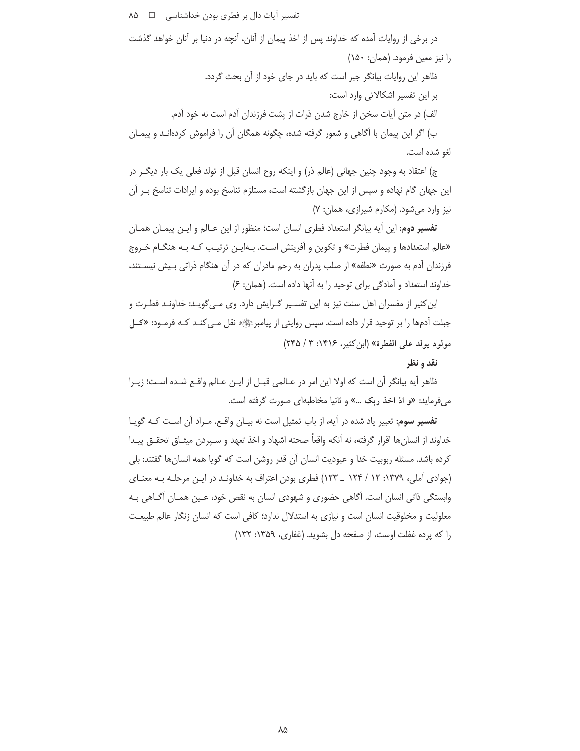در برخی از روایات آمده که خداوند پس از اخذ پیمان از آنان، آنچه در دنیا بر آنان خواهد گذشت را نیز معین فرمود. (همان: ۱۵۰)

ظاهر این روایات بیانگر جبر است که باید در جای خود از آن بحث گردد.

بر این تفسیر اشکالاتی وارد است:

الف) در متن آیات سخن از خارج شدن ذرات از پشت فرزندان آدم است نه خود آدم.

ب) اگر این پیمان با آگاهی و شعور گرفته شده، چگونه همگان آن را فراموش کرده‌اند و پیمان لغو شده است.

ج) اعتقاد به وجود چنین جهانی (عالم ذر) و اینکه روح انسان قبل از تولد فعلی یک بار دیگر در این جهان گام نهاده و سپس از این جهان بازگشته است، مستلزم تناسخ بوده و ایرادات تناسخ بر آن نیز وارد می‌شود. (مکارم شیرازی، همان: ۷)

**تفسیر دوم**: این آیه بیانگر استعداد فطری انسان است؛ منظور از این عالم و این پیمان همان «عالم استعدادها و پیمان فطرت» و تکوین و آفرینش است. بدین ترتیب که به هنگام خروج فرزندان آدم به صورت «نطفه» از صلب پدران به رحم مادران که در آن هنگام ذراتی بیش نیستند، خداوند استعداد و آمادگی برای توحید را به آنها داده است. (همان: ۶)

ابن‌کثیر از مفسران اهل سنت نیز به این تفسیر گرایش دارد. وی می‌گوید: خداوند فطرت و جبلت آدم‌ها را بر توحید قرار داده است. سپس روایتی از پیامبرﷺ نقل می‌کند که فرمود: «**کل مولود یولد علی الفطرة**» (ابن‌کثیر، ۱۴۱۶: ۳ / ۲۴۵)

**نقد و نظر**

ظاهر آیه بیانگر آن است که اولا این امر در عالمی قبل از این عالم واقع شده است؛ زیرا می‌فرماید: «**و اذ اخذ ربک ...**» و ثانیا مخاطبه‌ای صورت گرفته است.

**تفسیر سوم**: تعبیر یاد شده در آیه، از باب تمثیل است نه بیان واقع. مراد آن است که گویا خداوند از انسان‌ها اقرار گرفته، نه آنکه واقعاً صحنه اشهاد و اخذ تعهد و سپردن میثاق تحقق پیدا کرده باشد. مسئله ربوبیت خدا و عبودیت انسان آن قدر روشن است که گویا همه انسان‌ها گفتند: بلی (جوادی آملی، ۱۳۷۹: ۱۲ / ۱۲۴ ـ ۱۲۳) فطری بودن اعتراف به خداوند در این مرحله به معنای وابستگی ذاتی انسان است. آگاهی حضوری و شهودی انسان به نقص خود، عین همان آگاهی به معلولیت و مخلوقیت انسان است و نیازی به استدلال ندارد؛ کافی است که انسان زنگار عالم طبیعت را که پرده غفلت اوست، از صفحه دل بشوید. (غفاری، ۱۳۵۹: ۱۳۲)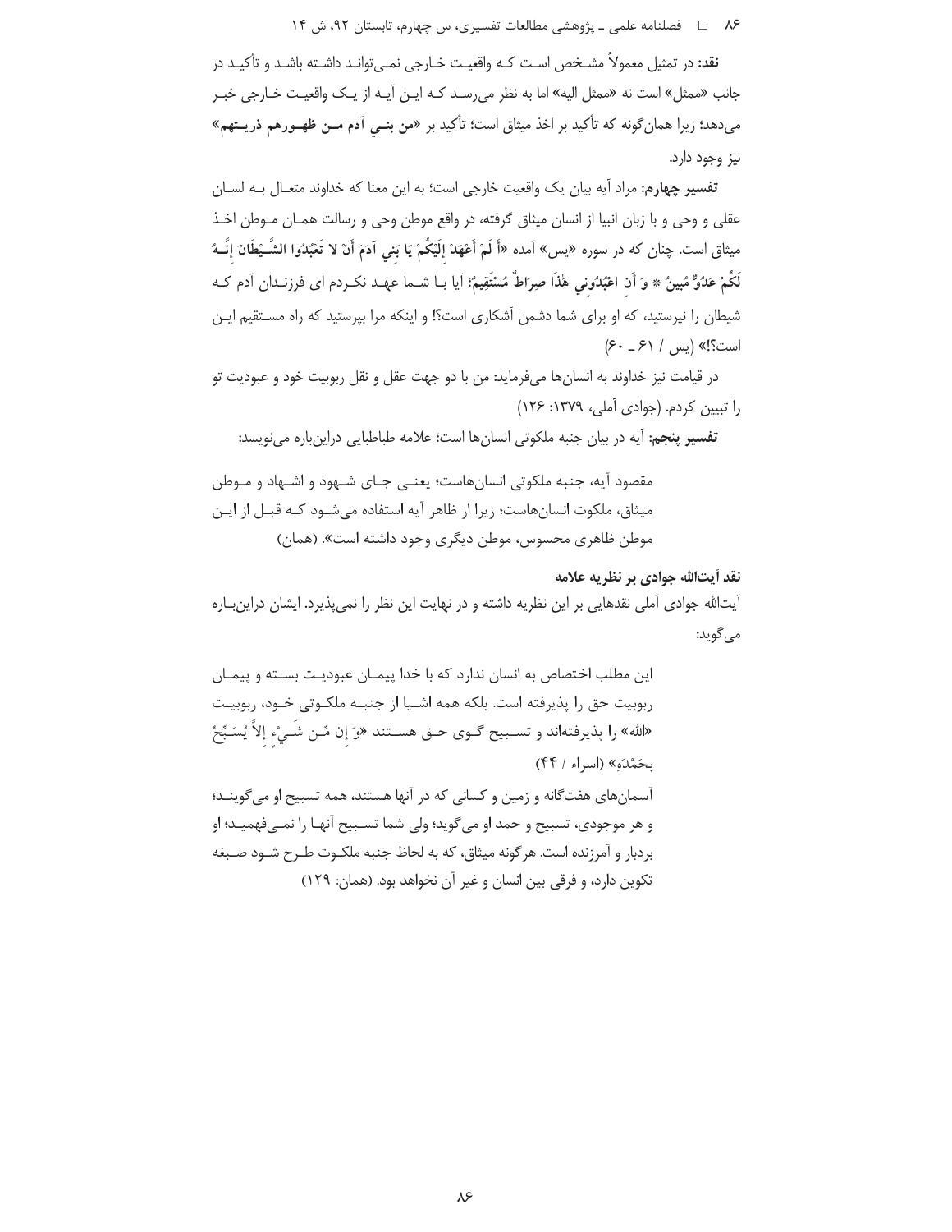**نقد:** در تمثیل معمولاً مشخص است که واقعیت خارجی نمی‌تواند داشته باشد و تأکید در جانب «ممثل» است نه «ممثل الیه» اما به نظر می‌رسد که این آیه از یک واقعیت خارجی خبر می‌دهد؛ زیرا همان‌گونه که تأکید بر اخذ میثاق است؛ تأکید بر **«من بنی آدم من ظهورهم ذریتهم»** نیز وجود دارد.

**تفسیر چهارم:** مراد آیه بیان یک واقعیت خارجی است؛ به این معنا که خداوند متعال به لسان عقلی و وحی و با زبان انبیا از انسان میثاق گرفته، در واقع موطن وحی و رسالت همان موطن اخذ میثاق است. چنان که در سوره «یس» آمده **«أَ لَمْ أَعْهَدْ إِلَيْكُمْ يَا بَنِي آدَمَ أَنْ لا تَعْبُدُوا الشَّيْطَانَ إِنَّهُ لَكُمْ عَدُوٌّ مُبِينٌ \* وَ أَنِ اعْبُدُونِي هَٰذَا صِرَاطٌ مُسْتَقِيمٌ»**؛ آیا با شما عهد نکردم ای فرزندان آدم که شیطان را نپرستید، که او برای شما دشمن آشکاری است؟! و اینکه مرا بپرستید که راه مستقیم این است؟!» (یس / ۶۱ ـ ۶۰)

در قیامت نیز خداوند به انسان‌ها می‌فرماید: من با دو جهت عقل و نقل ربوبیت خود و عبودیت تو را تبیین کردم. (جوادی آملی، ۱۳۷۹: ۱۲۶)

**تفسیر پنجم:** آیه در بیان جنبه ملکوتی انسان‌ها است؛ علامه طباطبایی دراین‌باره می‌نویسد:

> مقصود آیه، جنبه ملکوتی انسان‌هاست؛ یعنی جای شهود و اشهاد و موطن میثاق، ملکوت انسان‌هاست؛ زیرا از ظاهر آیه استفاده می‌شود که قبل از این موطن ظاهری محسوس، موطن دیگری وجود داشته است». (همان)

### نقد آیت‌الله جوادی بر نظریه علامه

آیت‌الله جوادی آملی نقدهایی بر این نظریه داشته و در نهایت این نظر را نمی‌پذیرد. ایشان دراین‌باره می‌گوید:

> این مطلب اختصاص به انسان ندارد که با خدا پیمان عبودیت بسته و پیمان ربوبیت حق را پذیرفته است. بلکه همه اشیا از جنبه ملکوتی خود، ربوبیت «الله» را پذیرفته‌اند و تسبیح گوی حق هستند «وَ إِن مِّن شَيْءٍ إِلاَّ يُسَبِّحُ بِحَمْدِهِ» (اسراء / ۴۴)
>
> آسمان‌های هفت‌گانه و زمین و کسانی که در آنها هستند، همه تسبیح او می‌گویند؛ و هر موجودی، تسبیح و حمد او می‌گوید؛ ولی شما تسبیح آنها را نمی‌فهمید؛ او بردبار و آمرزنده است. هرگونه میثاق، که به لحاظ جنبه ملکوت طرح شود صبغه تکوین دارد، و فرقی بین انسان و غیر آن نخواهد بود. (همان: ۱۲۹)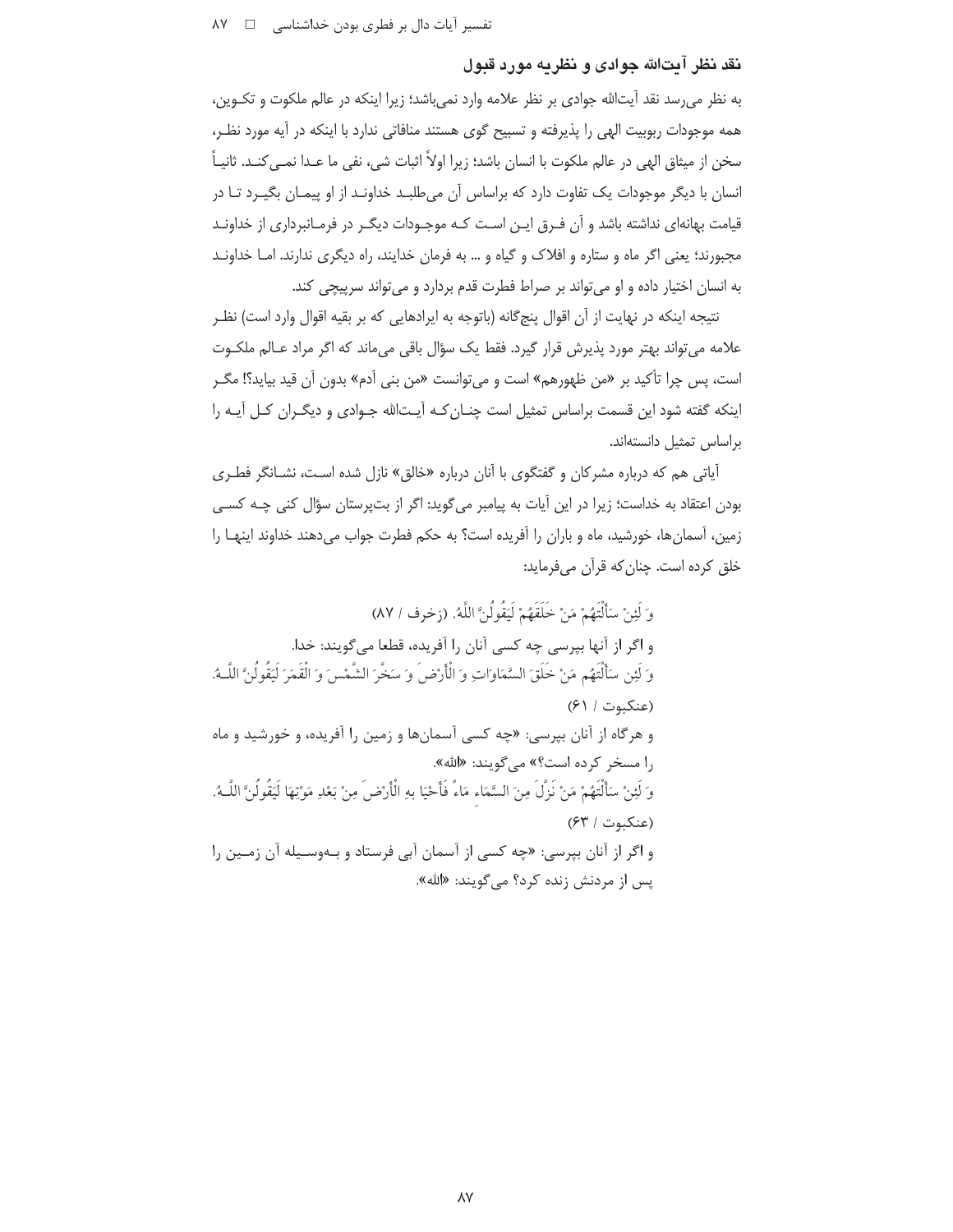## نقد نظر آیت‌الله جوادی و نظریه مورد قبول

به نظر می‌رسد نقد آیت‌الله جوادی بر نظر علامه وارد نمی‌باشد؛ زیرا اینکه در عالم ملکوت و تکـوین، همه موجودات ربوبیت الهی را پذیرفته و تسبیح گوی هستند منافاتی ندارد با اینکه در آیه مورد نظـر، سخن از میثاق الهی در عالم ملکوت با انسان باشد؛ زیرا اولاً اثبات شی، نفی ما عـدا نمـی‌کنـد. ثانیـاً انسان با دیگر موجودات یک تفاوت دارد که براساس آن می‌طلبـد خداونـد از او پیمـان بگیـرد تـا در قیامت بهانه‌ای نداشته باشد و آن فـرق ایـن اسـت کـه موجـودات دیگـر در فرمـانبرداری از خداونـد مجبورند؛ یعنی اگر ماه و ستاره و افلاک و گیاه و ... به فرمان خدایند، راه دیگری ندارند. امـا خداونـد به انسان اختیار داده و او می‌تواند بر صراط فطرت قدم بردارد و می‌تواند سرپیچی کند.

نتیجه اینکه در نهایت از آن اقوال پنج‌گانه (باتوجه به ایرادهایی که بر بقیه اقوال وارد است) نظـر علامه می‌تواند بهتر مورد پذیرش قرار گیرد. فقط یک سؤال باقی می‌ماند که اگر مراد عـالم ملکـوت است، پس چرا تأکید بر «من ظهورهم» است و می‌توانست «من بنی آدم» بدون آن قید بیاید؟! مگـر اینکه گفته شود این قسمت براساس تمثیل است چنـان‌کـه آیـت‌الله جـوادی و دیگـران کـل آیـه را براساس تمثیل دانسته‌اند.

آیاتی هم که درباره مشرکان و گفتگوی با آنان درباره «خالق» نازل شده اسـت، نشـانگر فطـری بودن اعتقاد به خداست؛ زیرا در این آیات به پیامبر می‌گوید: اگر از بت‌پرستان سؤال کنی چـه کسـی زمین، آسمان‌ها، خورشید، ماه و باران را آفریده است؟ به حکم فطرت جواب می‌دهند خداوند اینهـا را خلق کرده است. چنان‌که قرآن می‌فرماید:

وَ لَئِنْ سَأَلْتَهُمْ مَنْ خَلَقَهُمْ لَيَقُولُنَّ اللَّهُ. (زخرف / ۸۷)

و اگر از آنها بپرسی چه کسی آنان را آفریده، قطعا می‌گویند: خدا.

وَ لَئِن سَأَلْتَهُم مَنْ خَلَقَ السَّمَاوَاتِ وَ الْأَرْضَ وَ سَخَّرَ الشَّمْسَ وَ الْقَمَرَ لَيَقُولُنَّ اللَّـهُ. (عنکبوت / ۶۱)

و هرگاه از آنان بپرسی: «چه کسی آسمان‌ها و زمین را آفریده، و خورشید و ماه را مسخر کرده است؟» می‌گویند: «الله».

وَ لَئِنْ سَأَلْتَهُمْ مَنْ نَزَّلَ مِنَ السَّمَاءِ مَاءً فَأَحْيَا بِهِ الْأَرْضَ مِنْ بَعْدِ مَوْتِهَا لَيَقُولُنَّ اللَّـهُ. (عنکبوت / ۶۳)

و اگر از آنان بپرسی: «چه کسی از آسمان آبی فرستاد و بـه‌وسـیله آن زمـین را پس از مردنش زنده کرد؟ می‌گویند: «الله».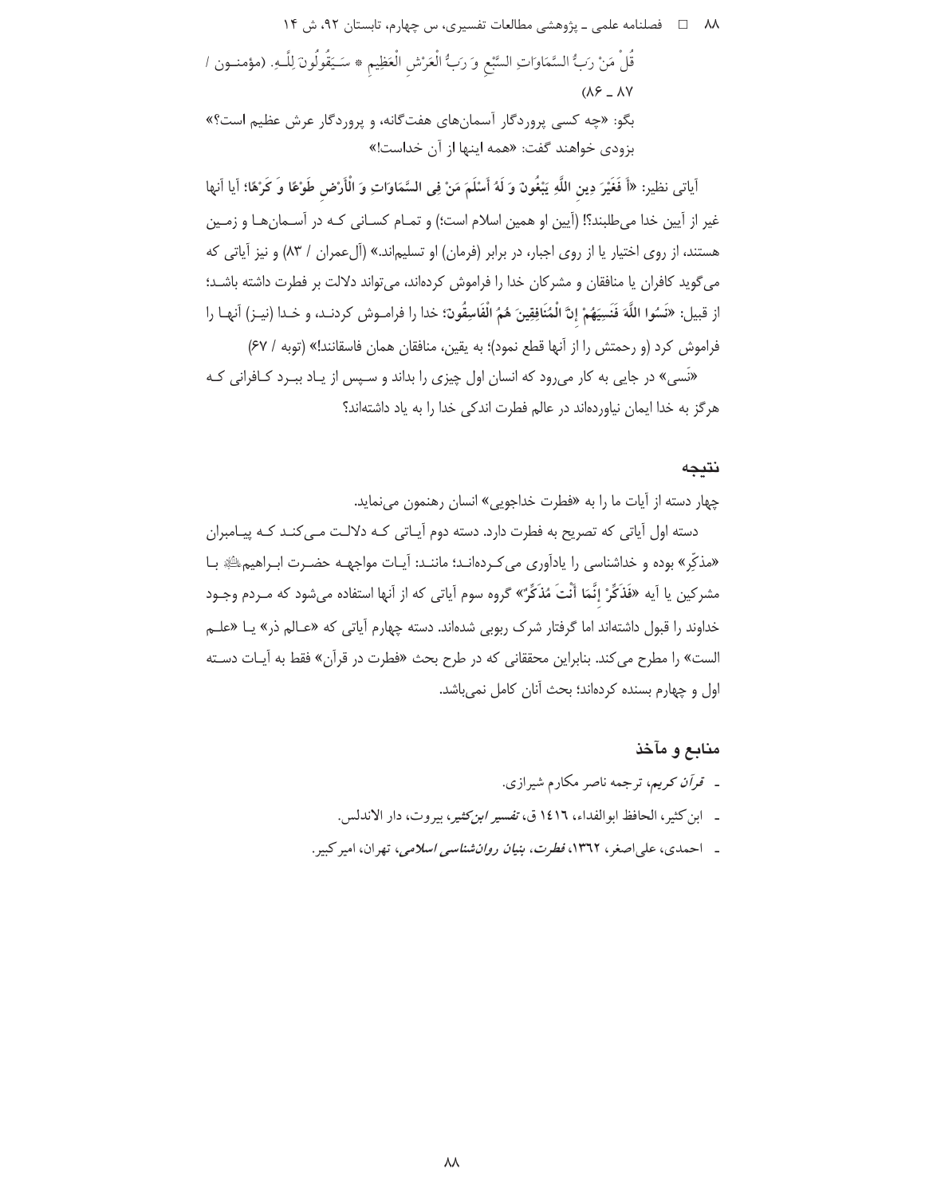قُلْ مَنْ رَبُّ السَّمَاوَاتِ السَّبْعِ وَ رَبُّ الْعَرْشِ الْعَظِيمِ * سَيَقُولُونَ لِلَّهِ. (مؤمنون / ۸۶ ـ ۸۷)

بگو: «چه کسی پروردگار آسمان‌های هفت‌گانه، و پروردگار عرش عظیم است؟» بزودی خواهند گفت: «همه اینها از آن خداست!»

آیاتی نظیر: «أَ فَغَيْرَ دِينِ اللَّهِ يَبْغُونَ وَ لَهُ أَسْلَمَ مَنْ فِي السَّمَاوَاتِ وَ الْأَرْضِ طَوْعًا وَ كَرْهًا؛ آیا آنها غیر از آیین خدا می‌طلبند؟! (آیین او همین اسلام است؛) و تمام کسانی که در آسمان‌ها و زمین هستند، از روی اختیار یا از روی اجبار، در برابر (فرمان) او تسلیم‌اند.» (آل‌عمران / ۸۳) و نیز آیاتی که می‌گوید کافران یا منافقان و مشرکان خدا را فراموش کرده‌اند، می‌تواند دلالت بر فطرت داشته باشد؛ از قبیل: «نَسُوا اللَّهَ فَنَسِيَهُمْ إِنَّ الْمُنَافِقِينَ هُمُ الْفَاسِقُونَ؛ خدا را فراموش کردند، و خدا (نیز) آنها را فراموش کرد (و رحمتش را از آنها قطع نمود)؛ به یقین، منافقان همان فاسقانند!» (توبه / ۶۷)

«نَسی» در جایی به کار می‌رود که انسان اول چیزی را بداند و سپس از یاد ببرد کافرانی که هرگز به خدا ایمان نیاورده‌اند در عالم فطرت اندکی خدا را به یاد داشته‌اند؟

## نتیجه

چهار دسته از آیات ما را به «فطرت خداجویی» انسان رهنمون می‌نماید.

دسته اول آیاتی که تصریح به فطرت دارد. دسته دوم آیاتی که دلالت می‌کند که پیامبران «مذکِّر» بوده و خداشناسی را یادآوری می‌کرده‌اند؛ مانند: آیات مواجهه حضرت ابراهیم﷤ با مشرکین یا آیه «فَذَكِّرْ إِنَّمَا أَنْتَ مُذَكِّرٌ» گروه سوم آیاتی که از آنها استفاده می‌شود که مردم وجود خداوند را قبول داشته‌اند اما گرفتار شرک ربوبی شده‌اند. دسته چهارم آیاتی که «عالم ذر» یا «علم الست» را مطرح می‌کند. بنابراین محققانی که در طرح بحث «فطرت در قرآن» فقط به آیات دسته اول و چهارم بسنده کرده‌اند؛ بحث آنان کامل نمی‌باشد.

## منابع و مآخذ

- *قرآن کریم*، ترجمه ناصر مکارم شیرازی.
- ابن‌کثیر، الحافظ ابوالفداء، ١٤١٦ ق، *تفسیر ابن‌کثیر*، بیروت، دار الاندلس.
- احمدی، علی‌اصغر، ١٣٦٢، *فطرت، بنیان روان‌شناسی اسلامی*، تهران، امیرکبیر.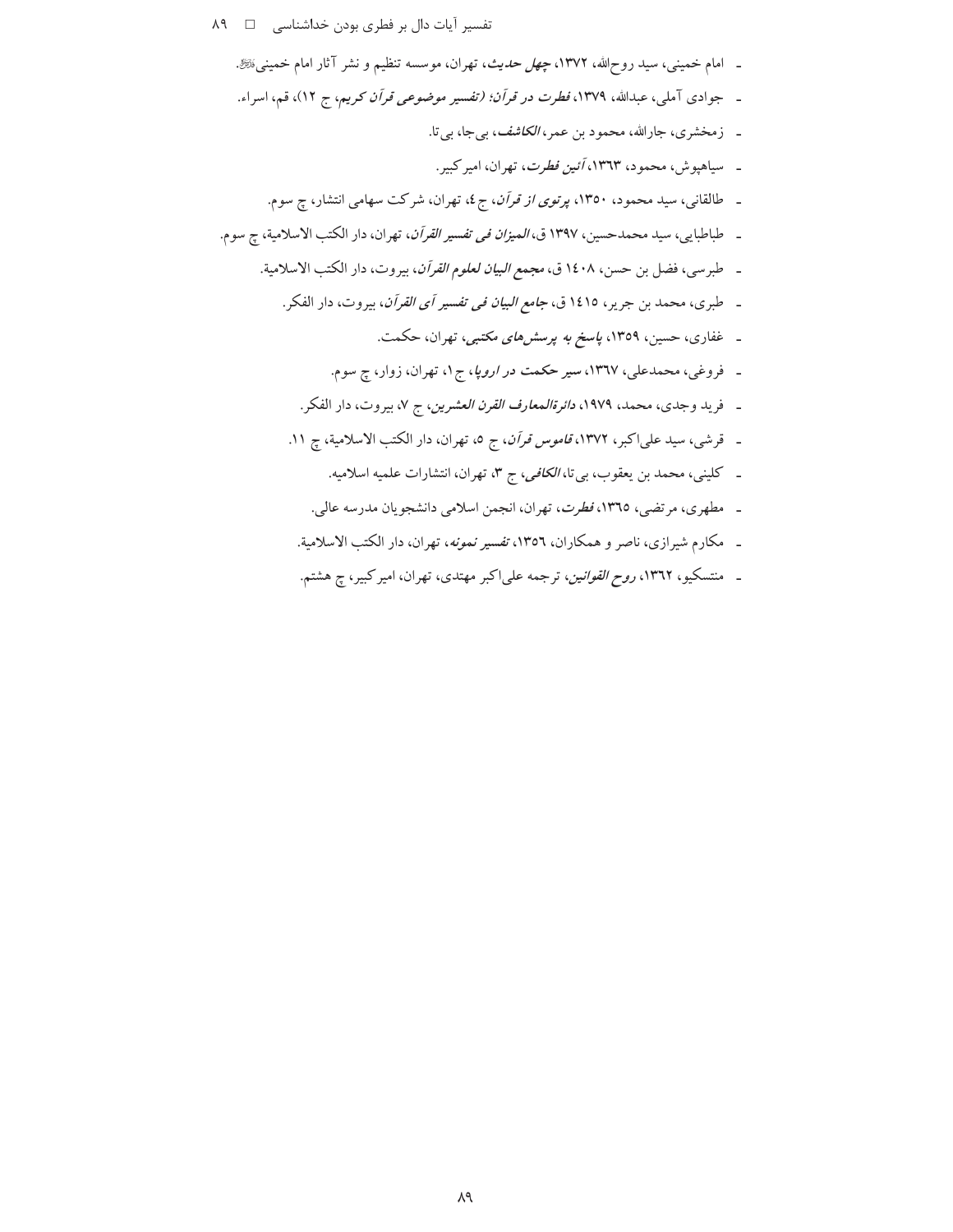- امام خمینی، سید روح‌الله، ۱۳۷۲، *چهل حدیث*، تهران، موسسه تنظیم و نشر آثار امام خمینی﷫.
- جوادی آملی، عبدالله، ۱۳۷۹، *فطرت در قرآن؛ (تفسیر موضوعی قرآن کریم*، ج ۱۲)، قم، اسراء.
- زمخشری، جارالله، محمود بن عمر، *الکاشف*، بی‌جا، بی‌تا.
- سیاهپوش، محمود، ۱۳٦۳، *آئین فطرت*، تهران، امیرکبیر.
- طالقانی، سید محمود، ۱۳۵۰، *پرتوی از قرآن*، ج ٤، تهران، شرکت سهامی انتشار، چ سوم.
- طباطبایی، سید محمدحسین، ۱۳۹۷ ق، *المیزان فی تفسیر القرآن*، تهران، دار الکتب الاسلامیة، چ سوم.
- طبرسی، فضل بن حسن، ١٤٠٨ ق، *مجمع البیان لعلوم القرآن*، بیروت، دار الکتب الاسلامیة.
- طبری، محمد بن جریر، ١٤١٥ ق، *جامع البیان فی تفسیر آی القرآن*، بیروت، دار الفکر.
- غفاری، حسین، ۱۳۵۹، *پاسخ به پرسش‌های مکتبی*، تهران، حکمت.
- فروغی، محمدعلی، ۱۳٦۷، *سیر حکمت در اروپا*، ج ۱، تهران، زوار، چ سوم.
- فرید وجدی، محمد، ۱۹۷۹، *دائرةالمعارف القرن العشرین*، ج ۷، بیروت، دار الفکر.
- قرشی، سید علی‌اکبر، ۱۳۷۲، *قاموس قرآن*، ج ۵، تهران، دار الکتب الاسلامیة، چ ۱۱.
- کلینی، محمد بن یعقوب، بی‌تا، *الکافی*، ج ۳، تهران، انتشارات علمیه اسلامیه.
- مطهری، مرتضی، ۱۳٦۵، *فطرت*، تهران، انجمن اسلامی دانشجویان مدرسه عالی.
- مکارم شیرازی، ناصر و همکاران، ۱۳۵٦، *تفسیر نمونه*، تهران، دار الکتب الاسلامیة.
- منتسکیو، ۱۳٦۲، *روح القوانین*، ترجمه علی‌اکبر مهتدی، تهران، امیرکبیر، چ هشتم.